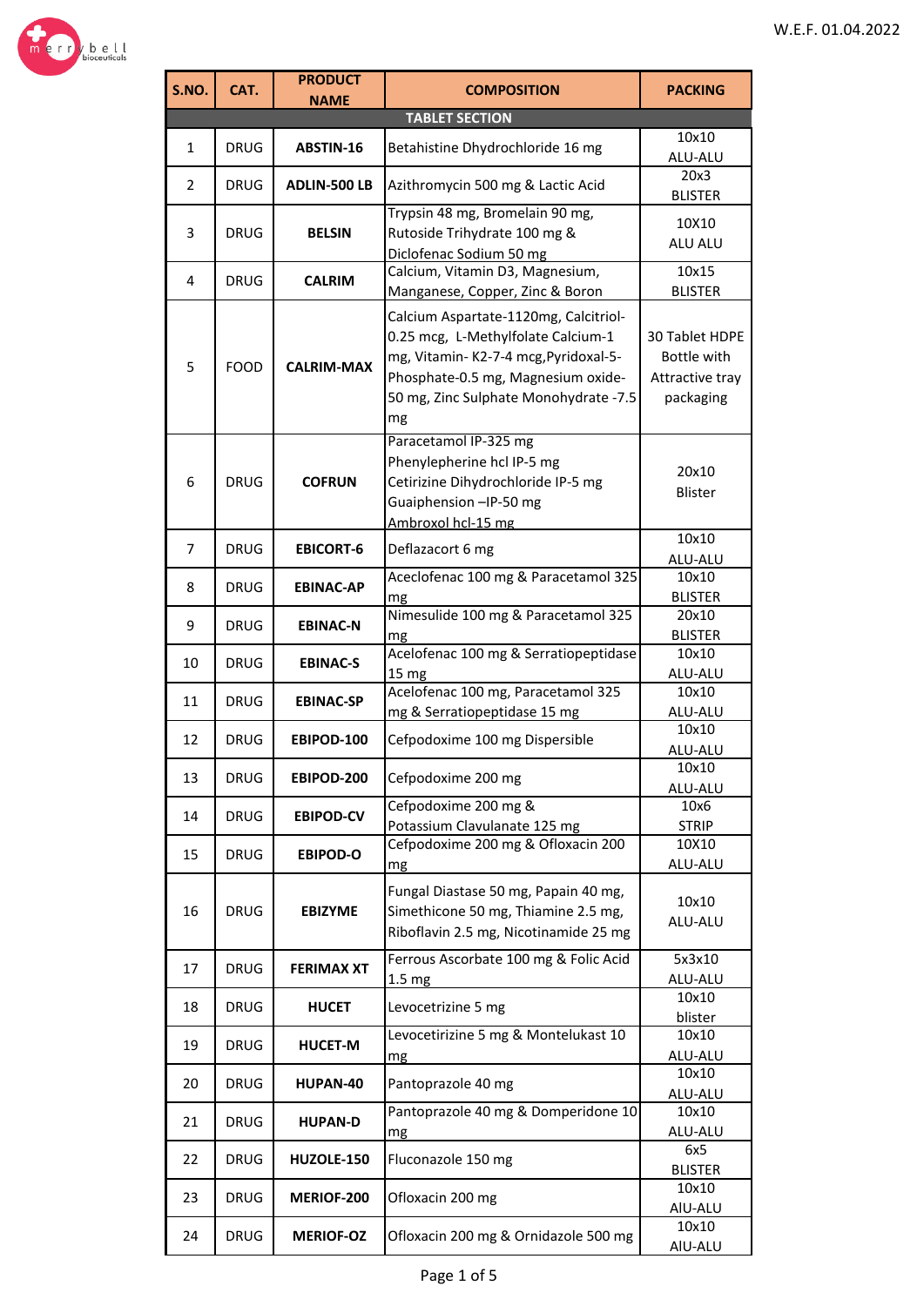W.E.F. 01.04.2022

| S.NO. | CAT. | PRODUCT NAME | COMPOSITION | PACKING |
|---|---|---|---|---|
| **TABLET SECTION** | | | | |
| 1 | DRUG | **ABSTIN-16** | Betahistine Dhydrochloride 16 mg | 10x10 ALU-ALU |
| 2 | DRUG | **ADLIN-500 LB** | Azithromycin 500 mg & Lactic Acid | 20x3 BLISTER |
| 3 | DRUG | **BELSIN** | Trypsin 48 mg, Bromelain 90 mg, Rutoside Trihydrate 100 mg & Diclofenac Sodium 50 mg | 10X10 ALU ALU |
| 4 | DRUG | **CALRIM** | Calcium, Vitamin D3, Magnesium, Manganese, Copper, Zinc & Boron | 10x15 BLISTER |
| 5 | FOOD | **CALRIM-MAX** | Calcium Aspartate-1120mg, Calcitriol-0.25 mcg, L-Methylfolate Calcium-1 mg, Vitamin- K2-7-4 mcg,Pyridoxal-5-Phosphate-0.5 mg, Magnesium oxide-50 mg, Zinc Sulphate Monohydrate -7.5 mg | 30 Tablet HDPE Bottle with Attractive tray packaging |
| 6 | DRUG | **COFRUN** | Paracetamol IP-325 mg Phenylepherine hcl IP-5 mg Cetirizine Dihydrochloride IP-5 mg Guaiphension –IP-50 mg Ambroxol hcl-15 mg | 20x10 Blister |
| 7 | DRUG | **EBICORT-6** | Deflazacort 6 mg | 10x10 ALU-ALU |
| 8 | DRUG | **EBINAC-AP** | Aceclofenac 100 mg & Paracetamol 325 mg | 10x10 BLISTER |
| 9 | DRUG | **EBINAC-N** | Nimesulide 100 mg & Paracetamol 325 mg | 20x10 BLISTER |
| 10 | DRUG | **EBINAC-S** | Acelofenac 100 mg & Serratiopeptidase 15 mg | 10x10 ALU-ALU |
| 11 | DRUG | **EBINAC-SP** | Acelofenac 100 mg, Paracetamol 325 mg & Serratiopeptidase 15 mg | 10x10 ALU-ALU |
| 12 | DRUG | **EBIPOD-100** | Cefpodoxime 100 mg Dispersible | 10x10 ALU-ALU |
| 13 | DRUG | **EBIPOD-200** | Cefpodoxime 200 mg | 10x10 ALU-ALU |
| 14 | DRUG | **EBIPOD-CV** | Cefpodoxime 200 mg & Potassium Clavulanate 125 mg | 10x6 STRIP |
| 15 | DRUG | **EBIPOD-O** | Cefpodoxime 200 mg & Ofloxacin 200 mg | 10X10 ALU-ALU |
| 16 | DRUG | **EBIZYME** | Fungal Diastase 50 mg, Papain 40 mg, Simethicone 50 mg, Thiamine 2.5 mg, Riboflavin 2.5 mg, Nicotinamide 25 mg | 10x10 ALU-ALU |
| 17 | DRUG | **FERIMAX XT** | Ferrous Ascorbate 100 mg & Folic Acid 1.5 mg | 5x3x10 ALU-ALU |
| 18 | DRUG | **HUCET** | Levocetrizine 5 mg | 10x10 blister |
| 19 | DRUG | **HUCET-M** | Levocetirizine 5 mg & Montelukast 10 mg | 10x10 ALU-ALU |
| 20 | DRUG | **HUPAN-40** | Pantoprazole 40 mg | 10x10 ALU-ALU |
| 21 | DRUG | **HUPAN-D** | Pantoprazole 40 mg & Domperidone 10 mg | 10x10 ALU-ALU |
| 22 | DRUG | **HUZOLE-150** | Fluconazole 150 mg | 6x5 BLISTER |
| 23 | DRUG | **MERIOF-200** | Ofloxacin 200 mg | 10x10 AlU-ALU |
| 24 | DRUG | **MERIOF-OZ** | Ofloxacin 200 mg & Ornidazole 500 mg | 10x10 AlU-ALU |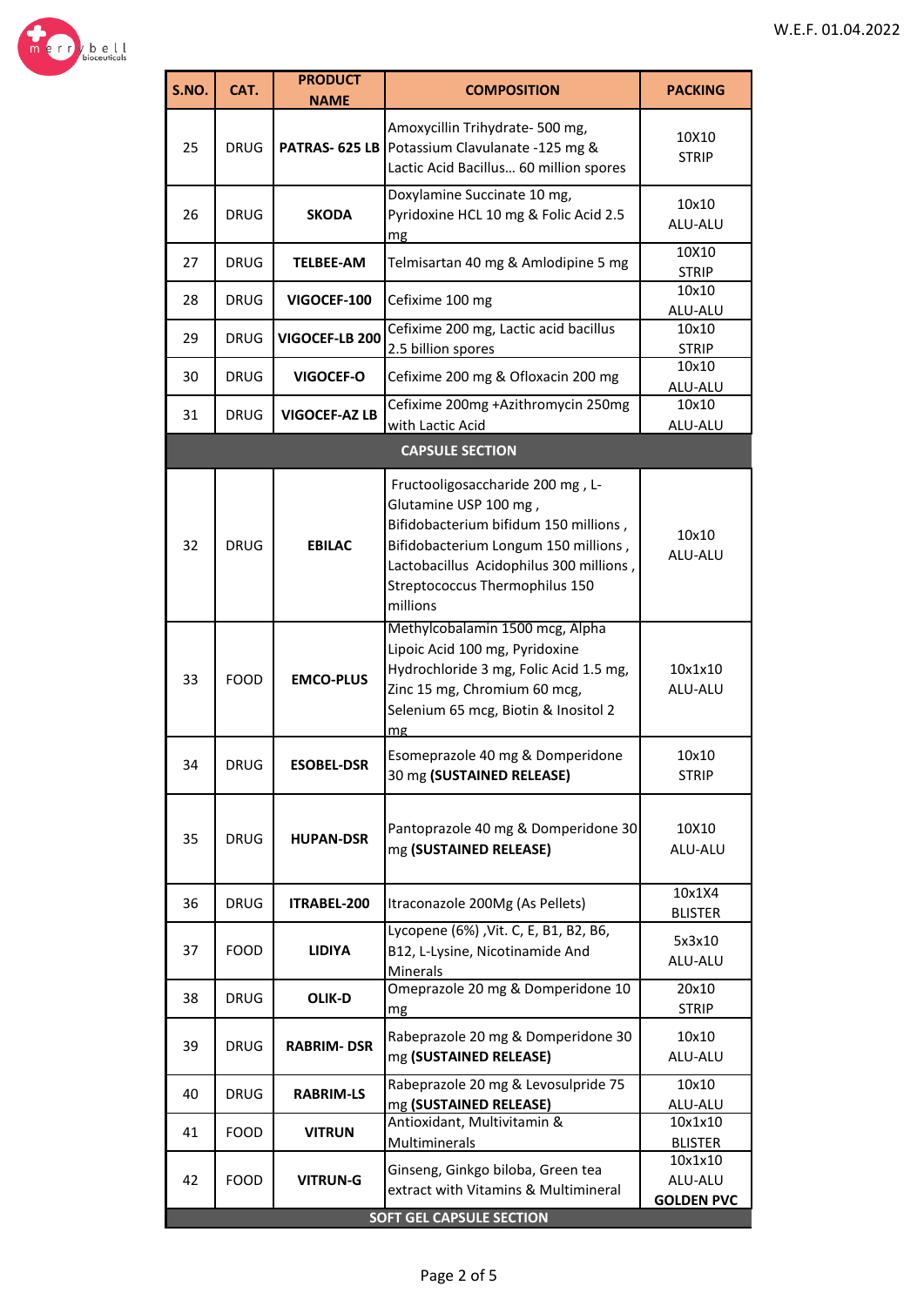W.E.F. 01.04.2022

| S.NO. | CAT. | PRODUCT NAME | COMPOSITION | PACKING |
|---|---|---|---|---|
| 25 | DRUG | **PATRAS- 625 LB** | Amoxycillin Trihydrate- 500 mg, Potassium Clavulanate -125 mg & Lactic Acid Bacillus… 60 million spores | 10X10 STRIP |
| 26 | DRUG | **SKODA** | Doxylamine Succinate 10 mg, Pyridoxine HCL 10 mg & Folic Acid 2.5 mg | 10x10 ALU-ALU |
| 27 | DRUG | **TELBEE-AM** | Telmisartan 40 mg & Amlodipine 5 mg | 10X10 STRIP |
| 28 | DRUG | **VIGOCEF-100** | Cefixime 100 mg | 10x10 ALU-ALU |
| 29 | DRUG | **VIGOCEF-LB 200** | Cefixime 200 mg, Lactic acid bacillus 2.5 billion spores | 10x10 STRIP |
| 30 | DRUG | **VIGOCEF-O** | Cefixime 200 mg & Ofloxacin 200 mg | 10x10 ALU-ALU |
| 31 | DRUG | **VIGOCEF-AZ LB** | Cefixime 200mg +Azithromycin 250mg with Lactic Acid | 10x10 ALU-ALU |
| | | **CAPSULE SECTION** | | |
| 32 | DRUG | **EBILAC** | Fructooligosaccharide 200 mg , L-Glutamine USP 100 mg , Bifidobacterium bifidum 150 millions , Bifidobacterium Longum 150 millions , Lactobacillus Acidophilus 300 millions , Streptococcus Thermophilus 150 millions | 10x10 ALU-ALU |
| 33 | FOOD | **EMCO-PLUS** | Methylcobalamin 1500 mcg, Alpha Lipoic Acid 100 mg, Pyridoxine Hydrochloride 3 mg, Folic Acid 1.5 mg, Zinc 15 mg, Chromium 60 mcg, Selenium 65 mcg, Biotin & Inositol 2 mg | 10x1x10 ALU-ALU |
| 34 | DRUG | **ESOBEL-DSR** | Esomeprazole 40 mg & Domperidone 30 mg **(SUSTAINED RELEASE)** | 10x10 STRIP |
| 35 | DRUG | **HUPAN-DSR** | Pantoprazole 40 mg & Domperidone 30 mg **(SUSTAINED RELEASE)** | 10X10 ALU-ALU |
| 36 | DRUG | **ITRABEL-200** | Itraconazole 200Mg (As Pellets) | 10x1X4 BLISTER |
| 37 | FOOD | **LIDIYA** | Lycopene (6%) ,Vit. C, E, B1, B2, B6, B12, L-Lysine, Nicotinamide And Minerals | 5x3x10 ALU-ALU |
| 38 | DRUG | **OLIK-D** | Omeprazole 20 mg & Domperidone 10 mg | 20x10 STRIP |
| 39 | DRUG | **RABRIM- DSR** | Rabeprazole 20 mg & Domperidone 30 mg **(SUSTAINED RELEASE)** | 10x10 ALU-ALU |
| 40 | DRUG | **RABRIM-LS** | Rabeprazole 20 mg & Levosulpride 75 mg **(SUSTAINED RELEASE)** | 10x10 ALU-ALU |
| 41 | FOOD | **VITRUN** | Antioxidant, Multivitamin & Multiminerals | 10x1x10 BLISTER |
| 42 | FOOD | **VITRUN-G** | Ginseng, Ginkgo biloba, Green tea extract with Vitamins & Multimineral | 10x1x10 ALU-ALU **GOLDEN PVC** |
| | | **SOFT GEL CAPSULE SECTION** | | |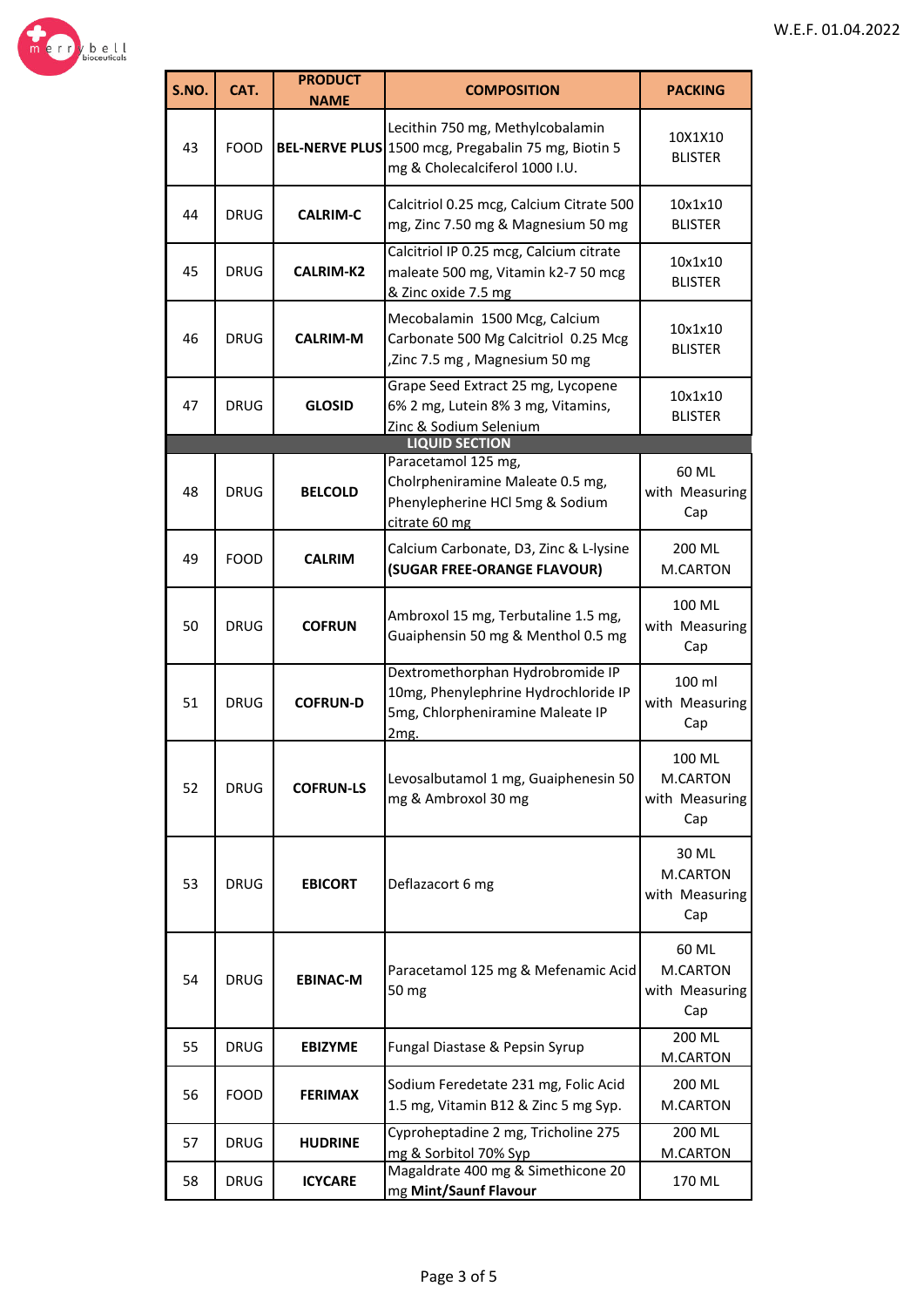W.E.F. 01.04.2022

| S.NO. | CAT. | PRODUCT NAME | COMPOSITION | PACKING |
|---|---|---|---|---|
| 43 | FOOD | **BEL-NERVE PLUS** | Lecithin 750 mg, Methylcobalamin 1500 mcg, Pregabalin 75 mg, Biotin 5 mg & Cholecalciferol 1000 I.U. | 10X1X10 BLISTER |
| 44 | DRUG | **CALRIM-C** | Calcitriol 0.25 mcg, Calcium Citrate 500 mg, Zinc 7.50 mg & Magnesium 50 mg | 10x1x10 BLISTER |
| 45 | DRUG | **CALRIM-K2** | Calcitriol IP 0.25 mcg, Calcium citrate maleate 500 mg, Vitamin k2-7 50 mcg & Zinc oxide 7.5 mg | 10x1x10 BLISTER |
| 46 | DRUG | **CALRIM-M** | Mecobalamin 1500 Mcg, Calcium Carbonate 500 Mg Calcitriol 0.25 Mcg ,Zinc 7.5 mg , Magnesium 50 mg | 10x1x10 BLISTER |
| 47 | DRUG | **GLOSID** | Grape Seed Extract 25 mg, Lycopene 6% 2 mg, Lutein 8% 3 mg, Vitamins, Zinc & Sodium Selenium | 10x1x10 BLISTER |
| **LIQUID SECTION** | | | | |
| 48 | DRUG | **BELCOLD** | Paracetamol 125 mg, Cholrpheniramine Maleate 0.5 mg, Phenylepherine HCl 5mg & Sodium citrate 60 mg | 60 ML with Measuring Cap |
| 49 | FOOD | **CALRIM** | Calcium Carbonate, D3, Zinc & L-lysine **(SUGAR FREE-ORANGE FLAVOUR)** | 200 ML M.CARTON |
| 50 | DRUG | **COFRUN** | Ambroxol 15 mg, Terbutaline 1.5 mg, Guaiphensin 50 mg & Menthol 0.5 mg | 100 ML with Measuring Cap |
| 51 | DRUG | **COFRUN-D** | Dextromethorphan Hydrobromide IP 10mg, Phenylephrine Hydrochloride IP 5mg, Chlorpheniramine Maleate IP 2mg. | 100 ml with Measuring Cap |
| 52 | DRUG | **COFRUN-LS** | Levosalbutamol 1 mg, Guaiphenesin 50 mg & Ambroxol 30 mg | 100 ML M.CARTON with Measuring Cap |
| 53 | DRUG | **EBICORT** | Deflazacort 6 mg | 30 ML M.CARTON with Measuring Cap |
| 54 | DRUG | **EBINAC-M** | Paracetamol 125 mg & Mefenamic Acid 50 mg | 60 ML M.CARTON with Measuring Cap |
| 55 | DRUG | **EBIZYME** | Fungal Diastase & Pepsin Syrup | 200 ML M.CARTON |
| 56 | FOOD | **FERIMAX** | Sodium Feredetate 231 mg, Folic Acid 1.5 mg, Vitamin B12 & Zinc 5 mg Syp. | 200 ML M.CARTON |
| 57 | DRUG | **HUDRINE** | Cyproheptadine 2 mg, Tricholine 275 mg & Sorbitol 70% Syp | 200 ML M.CARTON |
| 58 | DRUG | **ICYCARE** | Magaldrate 400 mg & Simethicone 20 mg **Mint/Saunf Flavour** | 170 ML |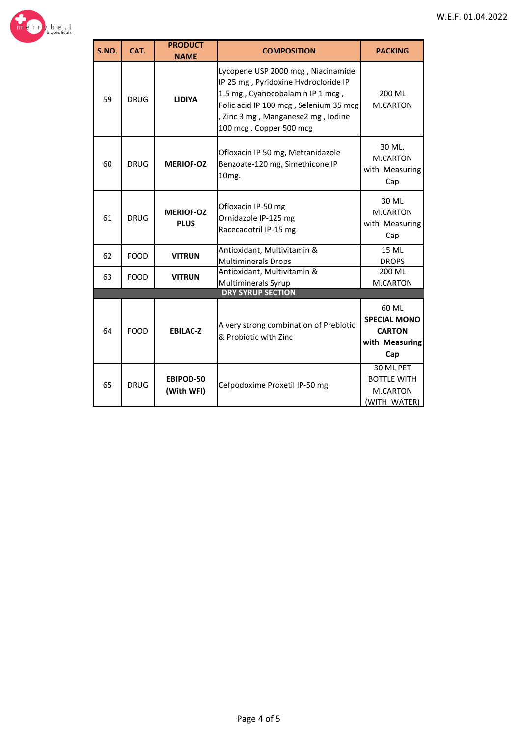W.E.F. 01.04.2022

| S.NO. | CAT. | PRODUCT NAME | COMPOSITION | PACKING |
|---|---|---|---|---|
| 59 | DRUG | **LIDIYA** | Lycopene USP 2000 mcg , Niacinamide IP 25 mg , Pyridoxine Hydrocloride IP 1.5 mg , Cyanocobalamin IP 1 mcg , Folic acid IP 100 mcg , Selenium 35 mcg , Zinc 3 mg , Manganese2 mg , Iodine 100 mcg , Copper 500 mcg | 200 ML M.CARTON |
| 60 | DRUG | **MERIOF-OZ** | Ofloxacin IP 50 mg, Metranidazole Benzoate-120 mg, Simethicone IP 10mg. | 30 ML. M.CARTON with Measuring Cap |
| 61 | DRUG | **MERIOF-OZ PLUS** | Ofloxacin IP-50 mg Ornidazole IP-125 mg Racecadotril IP-15 mg | 30 ML M.CARTON with Measuring Cap |
| 62 | FOOD | **VITRUN** | Antioxidant, Multivitamin & Multiminerals Drops | 15 ML DROPS |
| 63 | FOOD | **VITRUN** | Antioxidant, Multivitamin & Multiminerals Syrup | 200 ML M.CARTON |
| **DRY SYRUP SECTION** | | | | |
| 64 | FOOD | **EBILAC-Z** | A very strong combination of Prebiotic & Probiotic with Zinc | 60 ML **SPECIAL MONO CARTON with Measuring Cap** |
| 65 | DRUG | **EBIPOD-50 (With WFI)** | Cefpodoxime Proxetil IP-50 mg | 30 ML PET BOTTLE WITH M.CARTON (WITH WATER) |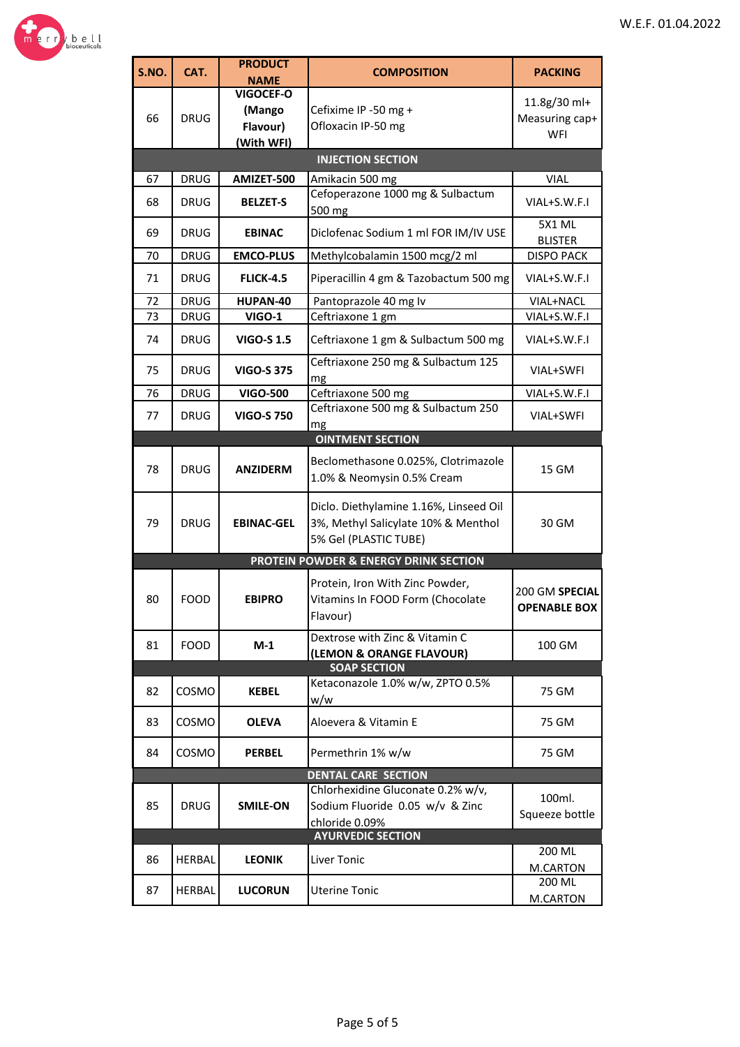W.E.F. 01.04.2022

| S.NO. | CAT. | PRODUCT NAME | COMPOSITION | PACKING |
|---|---|---|---|---|
| 66 | DRUG | **VIGOCEF-O (Mango Flavour) (With WFI)** | Cefixime IP -50 mg + Ofloxacin IP-50 mg | 11.8g/30 ml+ Measuring cap+ WFI |
| | | | **INJECTION SECTION** | |
| 67 | DRUG | **AMIZET-500** | Amikacin 500 mg | VIAL |
| 68 | DRUG | **BELZET-S** | Cefoperazone 1000 mg & Sulbactum 500 mg | VIAL+S.W.F.I |
| 69 | DRUG | **EBINAC** | Diclofenac Sodium 1 ml FOR IM/IV USE | 5X1 ML BLISTER |
| 70 | DRUG | **EMCO-PLUS** | Methylcobalamin 1500 mcg/2 ml | DISPO PACK |
| 71 | DRUG | **FLICK-4.5** | Piperacillin 4 gm & Tazobactum 500 mg | VIAL+S.W.F.I |
| 72 | DRUG | **HUPAN-40** | Pantoprazole 40 mg Iv | VIAL+NACL |
| 73 | DRUG | **VIGO-1** | Ceftriaxone 1 gm | VIAL+S.W.F.I |
| 74 | DRUG | **VIGO-S 1.5** | Ceftriaxone 1 gm & Sulbactum 500 mg | VIAL+S.W.F.I |
| 75 | DRUG | **VIGO-S 375** | Ceftriaxone 250 mg & Sulbactum 125 mg | VIAL+SWFI |
| 76 | DRUG | **VIGO-500** | Ceftriaxone 500 mg | VIAL+S.W.F.I |
| 77 | DRUG | **VIGO-S 750** | Ceftriaxone 500 mg & Sulbactum 250 mg | VIAL+SWFI |
| | | | **OINTMENT SECTION** | |
| 78 | DRUG | **ANZIDERM** | Beclomethasone 0.025%, Clotrimazole 1.0% & Neomysin 0.5% Cream | 15 GM |
| 79 | DRUG | **EBINAC-GEL** | Diclo. Diethylamine 1.16%, Linseed Oil 3%, Methyl Salicylate 10% & Menthol 5% Gel (PLASTIC TUBE) | 30 GM |
| | | | **PROTEIN POWDER & ENERGY DRINK SECTION** | |
| 80 | FOOD | **EBIPRO** | Protein, Iron With Zinc Powder, Vitamins In FOOD Form (Chocolate Flavour) | 200 GM **SPECIAL OPENABLE BOX** |
| 81 | FOOD | **M-1** | Dextrose with Zinc & Vitamin C **(LEMON & ORANGE FLAVOUR)** | 100 GM |
| | | | **SOAP SECTION** | |
| 82 | COSMO | **KEBEL** | Ketaconazole 1.0% w/w, ZPTO 0.5% w/w | 75 GM |
| 83 | COSMO | **OLEVA** | Aloevera & Vitamin E | 75 GM |
| 84 | COSMO | **PERBEL** | Permethrin 1% w/w | 75 GM |
| | | | **DENTAL CARE SECTION** | |
| 85 | DRUG | **SMILE-ON** | Chlorhexidine Gluconate 0.2% w/v, Sodium Fluoride 0.05 w/v & Zinc chloride 0.09% | 100ml. Squeeze bottle |
| | | | **AYURVEDIC SECTION** | |
| 86 | HERBAL | **LEONIK** | Liver Tonic | 200 ML M.CARTON |
| 87 | HERBAL | **LUCORUN** | Uterine Tonic | 200 ML M.CARTON |